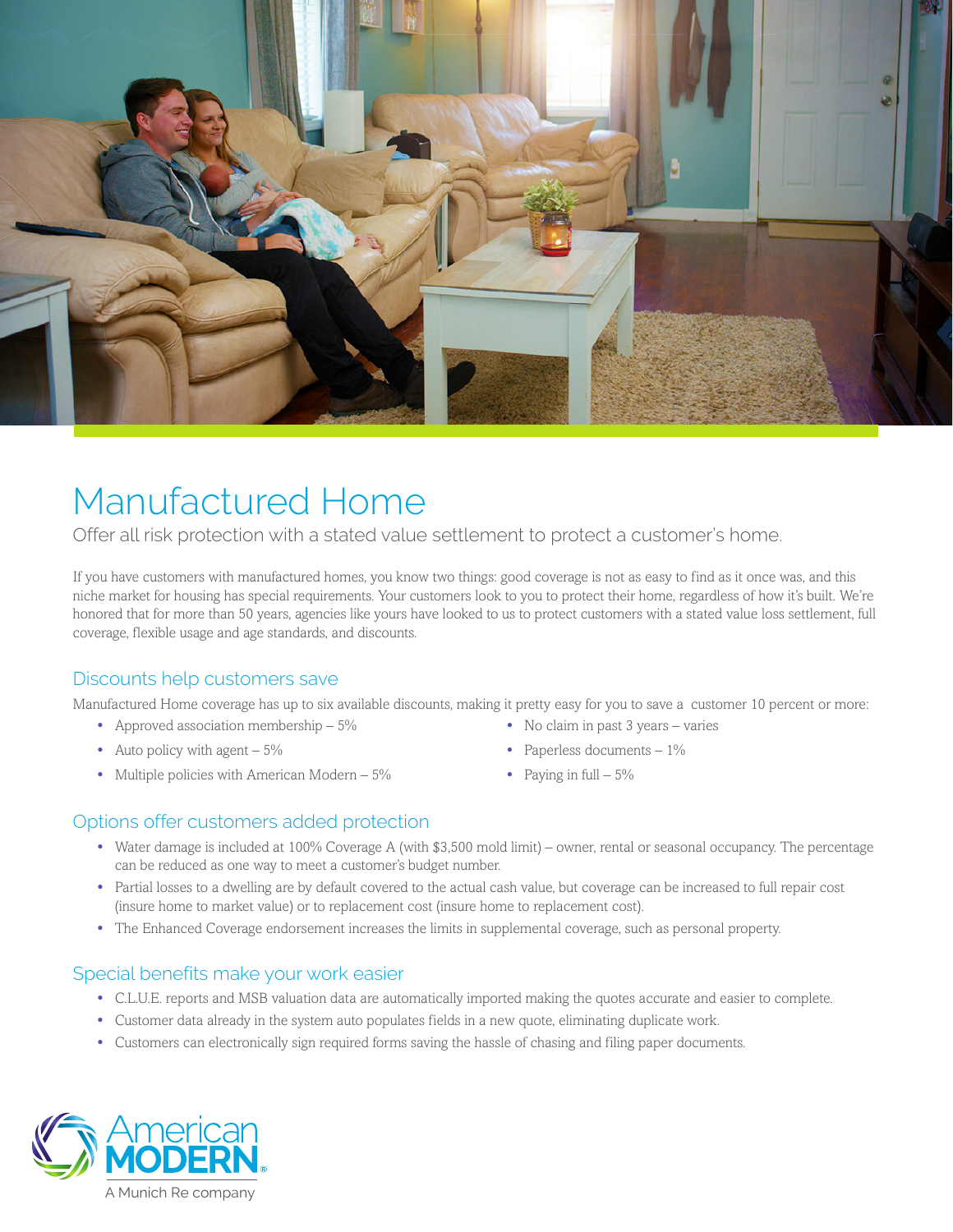# Manufactured Home

Offer all risk protection with a stated value settlement to protect a customer's home.

If you have customers with manufactured homes, you know two things: good coverage is not as easy to find as it once was, and this niche market for housing has special requirements. Your customers look to you to protect their home, regardless of how it's built. We're honored that for more than 50 years, agencies like yours have looked to us to protect customers with a stated value loss settlement, full coverage, flexible usage and age standards, and discounts.

## Discounts help customers save

Manufactured Home coverage has up to six available discounts, making it pretty easy for you to save a customer 10 percent or more:

- Approved association membership – 5%
- Auto policy with agent – 5%
- Multiple policies with American Modern – 5%
- No claim in past 3 years – varies
- Paperless documents – 1%
- Paying in full – 5%

## Options offer customers added protection

- Water damage is included at 100% Coverage A (with $3,500 mold limit) – owner, rental or seasonal occupancy. The percentage can be reduced as one way to meet a customer's budget number.
- Partial losses to a dwelling are by default covered to the actual cash value, but coverage can be increased to full repair cost (insure home to market value) or to replacement cost (insure home to replacement cost).
- The Enhanced Coverage endorsement increases the limits in supplemental coverage, such as personal property.

## Special benefits make your work easier

- C.L.U.E. reports and MSB valuation data are automatically imported making the quotes accurate and easier to complete.
- Customer data already in the system auto populates fields in a new quote, eliminating duplicate work.
- Customers can electronically sign required forms saving the hassle of chasing and filing paper documents.

American MODERN®
A Munich Re company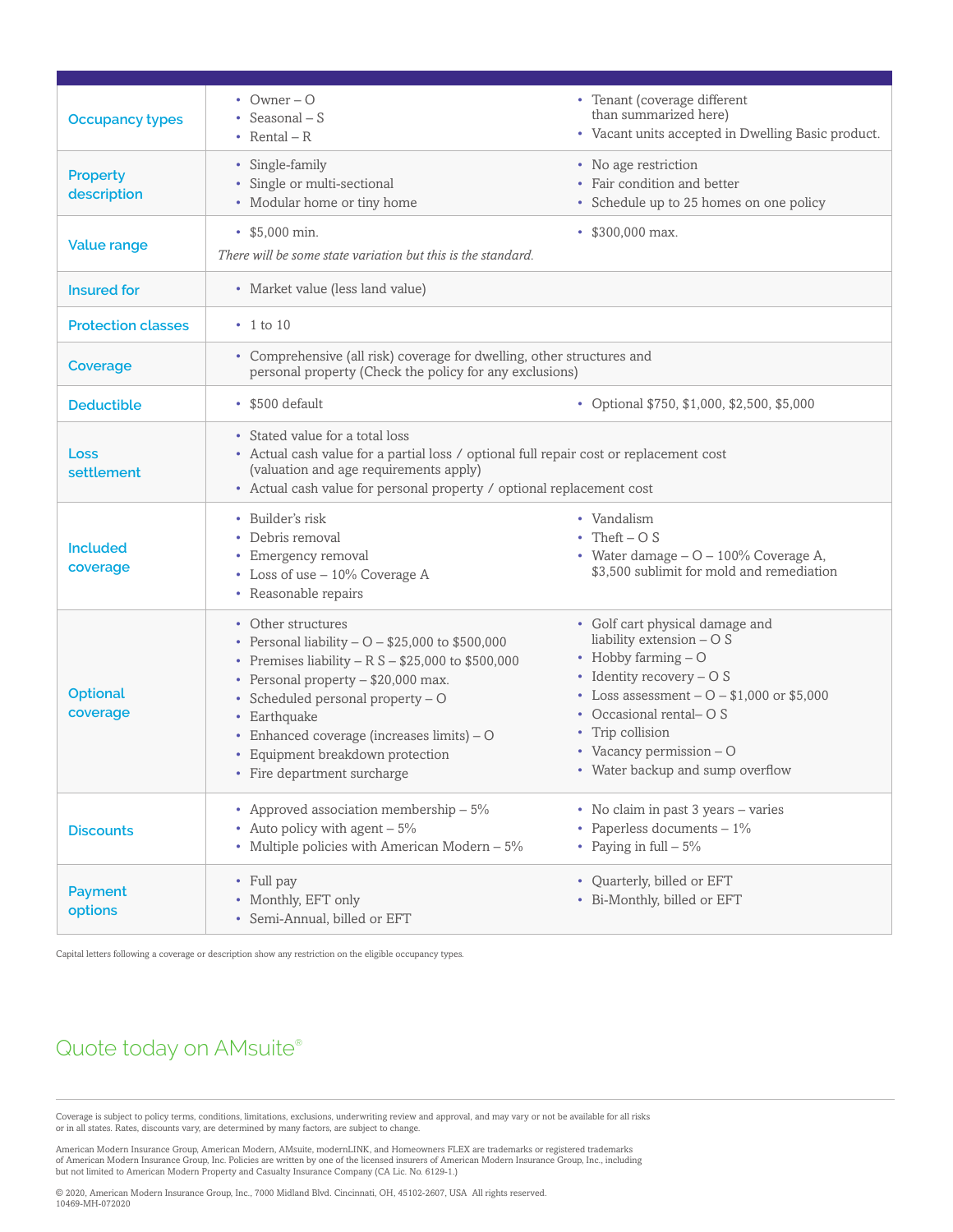| | | |
|---|---|---|
| **Occupancy types** | • Owner – O<br>• Seasonal – S<br>• Rental – R | • Tenant (coverage different than summarized here)<br>• Vacant units accepted in Dwelling Basic product. |
| **Property description** | • Single-family<br>• Single or multi-sectional<br>• Modular home or tiny home | • No age restriction<br>• Fair condition and better<br>• Schedule up to 25 homes on one policy |
| **Value range** | • $5,000 min.<br>*There will be some state variation but this is the standard.* | • $300,000 max. |
| **Insured for** | • Market value (less land value) | |
| **Protection classes** | • 1 to 10 | |
| **Coverage** | • Comprehensive (all risk) coverage for dwelling, other structures and personal property (Check the policy for any exclusions) | |
| **Deductible** | • $500 default | • Optional $750, $1,000, $2,500, $5,000 |
| **Loss settlement** | • Stated value for a total loss<br>• Actual cash value for a partial loss / optional full repair cost or replacement cost (valuation and age requirements apply)<br>• Actual cash value for personal property / optional replacement cost | |
| **Included coverage** | • Builder's risk<br>• Debris removal<br>• Emergency removal<br>• Loss of use – 10% Coverage A<br>• Reasonable repairs | • Vandalism<br>• Theft – O S<br>• Water damage – O – 100% Coverage A, $3,500 sublimit for mold and remediation |
| **Optional coverage** | • Other structures<br>• Personal liability – O – $25,000 to $500,000<br>• Premises liability – R S – $25,000 to $500,000<br>• Personal property – $20,000 max.<br>• Scheduled personal property – O<br>• Earthquake<br>• Enhanced coverage (increases limits) – O<br>• Equipment breakdown protection<br>• Fire department surcharge | • Golf cart physical damage and liability extension – O S<br>• Hobby farming – O<br>• Identity recovery – O S<br>• Loss assessment – O – $1,000 or $5,000<br>• Occasional rental– O S<br>• Trip collision<br>• Vacancy permission – O<br>• Water backup and sump overflow |
| **Discounts** | • Approved association membership – 5%<br>• Auto policy with agent – 5%<br>• Multiple policies with American Modern – 5% | • No claim in past 3 years – varies<br>• Paperless documents – 1%<br>• Paying in full – 5% |
| **Payment options** | • Full pay<br>• Monthly, EFT only<br>• Semi-Annual, billed or EFT | • Quarterly, billed or EFT<br>• Bi-Monthly, billed or EFT |

Capital letters following a coverage or description show any restriction on the eligible occupancy types.

## Quote today on AMsuite®

Coverage is subject to policy terms, conditions, limitations, exclusions, underwriting review and approval, and may vary or not be available for all risks or in all states. Rates, discounts vary, are determined by many factors, are subject to change.

American Modern Insurance Group, American Modern, AMsuite, modernLINK, and Homeowners FLEX are trademarks or registered trademarks of American Modern Insurance Group, Inc. Policies are written by one of the licensed insurers of American Modern Insurance Group, Inc., including but not limited to American Modern Property and Casualty Insurance Company (CA Lic. No. 6129-1.)

© 2020, American Modern Insurance Group, Inc., 7000 Midland Blvd. Cincinnati, OH, 45102-2607, USA All rights reserved.
10469-MH-072020